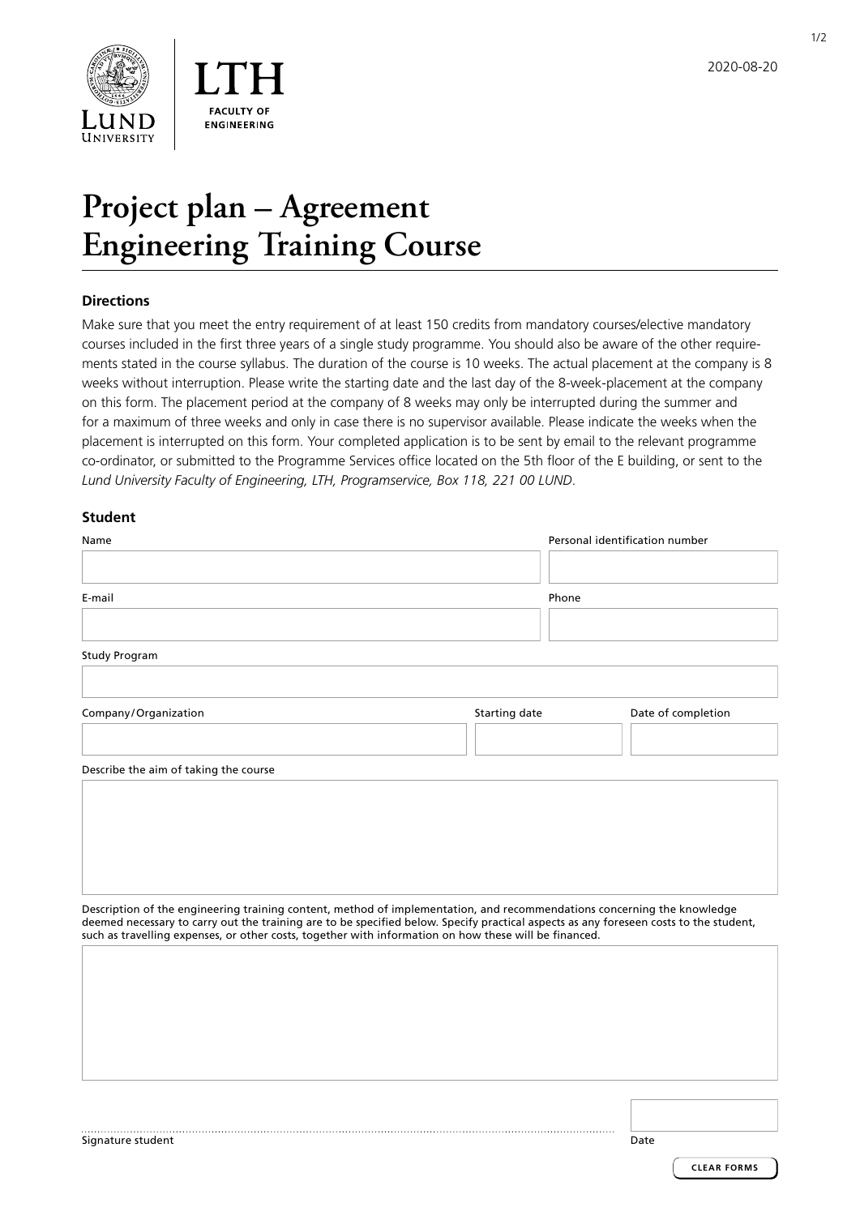LUND UNIVERSITY

LTH FACULTY OF ENGINEERING

2020-08-20

# Project plan – Agreement Engineering Training Course

### Directions

Make sure that you meet the entry requirement of at least 150 credits from mandatory courses/elective mandatory courses included in the first three years of a single study programme. You should also be aware of the other requirements stated in the course syllabus. The duration of the course is 10 weeks. The actual placement at the company is 8 weeks without interruption. Please write the starting date and the last day of the 8-week-placement at the company on this form. The placement period at the company of 8 weeks may only be interrupted during the summer and for a maximum of three weeks and only in case there is no supervisor available. Please indicate the weeks when the placement is interrupted on this form. Your completed application is to be sent by email to the relevant programme co-ordinator, or submitted to the Programme Services office located on the 5th floor of the E building, or sent to the *Lund University Faculty of Engineering, LTH, Programservice, Box 118, 221 00 LUND*.

### Student

Name

Personal identification number

E-mail

Phone

Study Program

Company/Organization

Starting date

Date of completion

Describe the aim of taking the course

Description of the engineering training content, method of implementation, and recommendations concerning the knowledge deemed necessary to carry out the training are to be specified below. Specify practical aspects as any foreseen costs to the student, such as travelling expenses, or other costs, together with information on how these will be financed.

Signature student

Date

CLEAR FORMS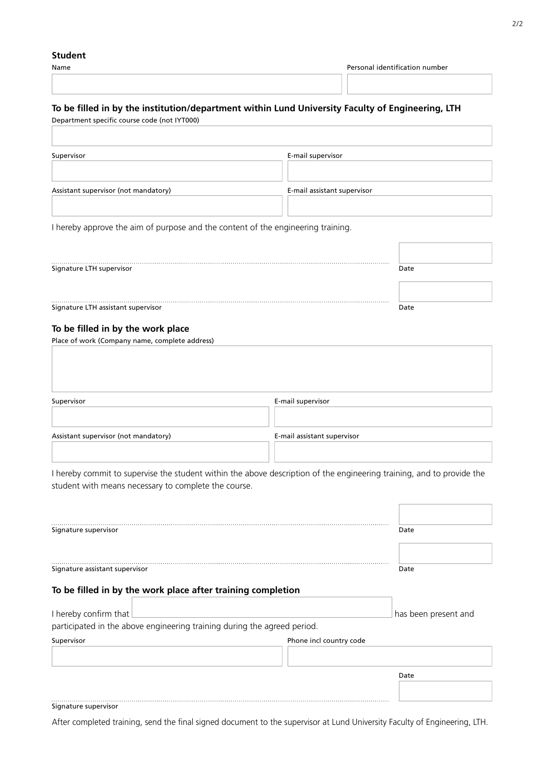## Student

Name

Personal identification number

## To be filled in by the institution/department within Lund University Faculty of Engineering, LTH

Department specific course code (not IYT000)

Supervisor

E-mail supervisor

Assistant supervisor (not mandatory)

E-mail assistant supervisor

I hereby approve the aim of purpose and the content of the engineering training.

Signature LTH supervisor

Date

Signature LTH assistant supervisor

Date

## To be filled in by the work place

Place of work (Company name, complete address)

Supervisor

E-mail supervisor

Assistant supervisor (not mandatory)

E-mail assistant supervisor

I hereby commit to supervise the student within the above description of the engineering training, and to provide the student with means necessary to complete the course.

Signature supervisor

Date

Signature assistant supervisor

Date

## To be filled in by the work place after training completion

I hereby confirm that ______________________ has been present and participated in the above engineering training during the agreed period.

Supervisor

Phone incl country code

Date

Signature supervisor

After completed training, send the final signed document to the supervisor at Lund University Faculty of Engineering, LTH.